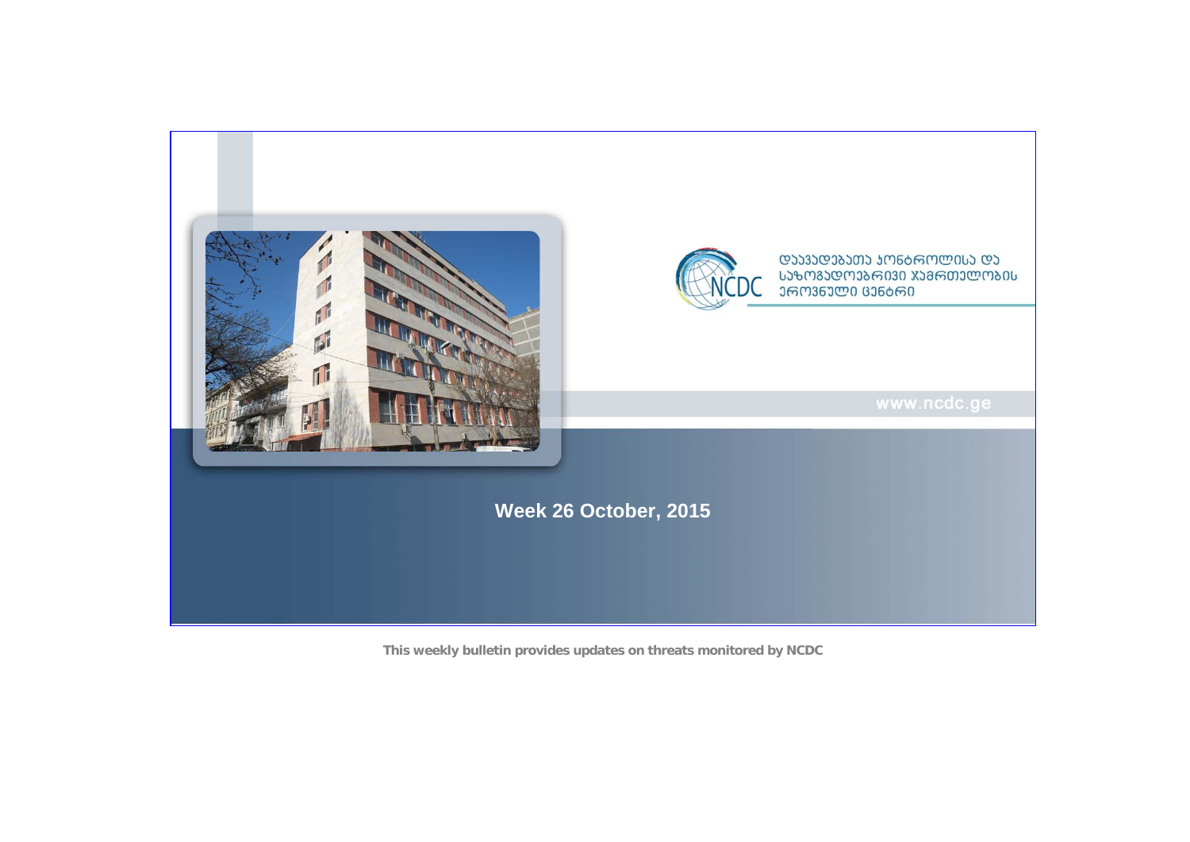დაავადებათა კონტროლისა და საზოგადოებრივი ჯანმრთელობის ეროვნული ცენტრი

NCDC

www.ncdc.ge

# Week 26 October, 2015

**This weekly bulletin provides updates on threats monitored by NCDC**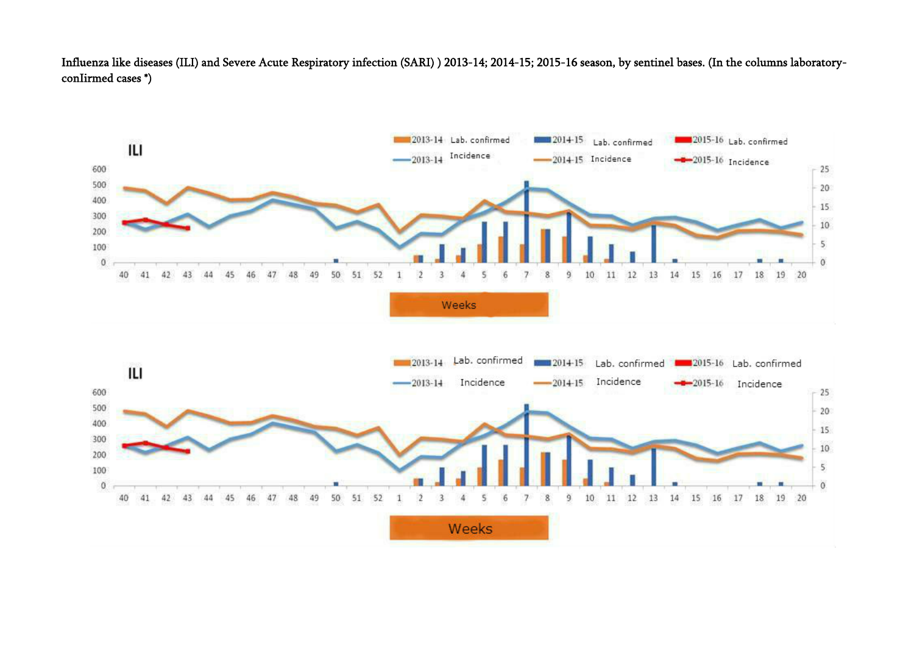Influenza like diseases (ILI) and Severe Acute Respiratory infection (SARI) ) 2013-14; 2014-15; 2015-16 season, by sentinel bases. (In the columns laboratory-conIirmed cases *)

ILI

2013-14 Lab. confirmed
2014-15 Lab. confirmed
2015-16 Lab. confirmed
2013-14 Incidence
2014-15 Incidence
2015-16 Incidence

0 100 200 300 400 500 600

0 5 10 15 20 25

40 41 42 43 44 45 46 47 48 49 50 51 52 1 2 3 4 5 6 7 8 9 10 11 12 13 14 15 16 17 18 19 20

Weeks

ILI

2013-14 Lab. confirmed
2014-15 Lab. confirmed
2015-16 Lab. confirmed
2013-14 Incidence
2014-15 Incidence
2015-16 Incidence

0 100 200 300 400 500 600

0 5 10 15 20 25

40 41 42 43 44 45 46 47 48 49 50 51 52 1 2 3 4 5 6 7 8 9 10 11 12 13 14 15 16 17 18 19 20

Weeks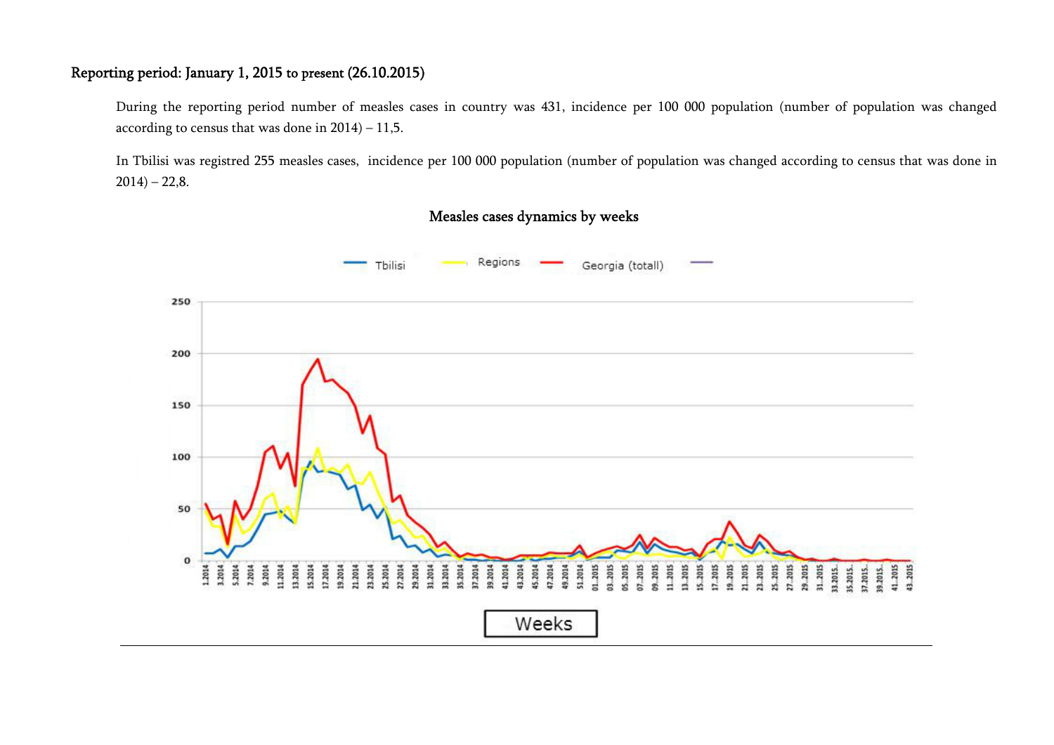## Reporting period: January 1, 2015 to present (26.10.2015)

During the reporting period number of measles cases in country was 431, incidence per 100 000 population (number of population was changed according to census that was done in 2014) – 11,5.

In Tbilisi was registred 255 measles cases, incidence per 100 000 population (number of population was changed according to census that was done in 2014) – 22,8.

### Measles cases dynamics by weeks

Tbilisi
Regions
Georgia (totall)

250
200
150
100
50
0

1.2014
3.2014
5.2014
7.2014
9.2014
11.2014
13.2014
15.2014
17.2014
19.2014
21.2014
23.2014
25.2014
27.2014
29.2014
31.2014
33.2014
35.2014
37.2014
39.2014
41.2014
43.2014
45.2014
47.2014
49.2014
51.2014
01..2015
03..2015
05..2015
07..2015
09..2015
11..2015
13..2015
15..2015
17..2015
19..2015
21..2015
23..2015
25..2015
27..2015
29..2015
31..2015
33.2015..
35.2015..
37.2015..
39.2015..
41..2015
43..2015

Weeks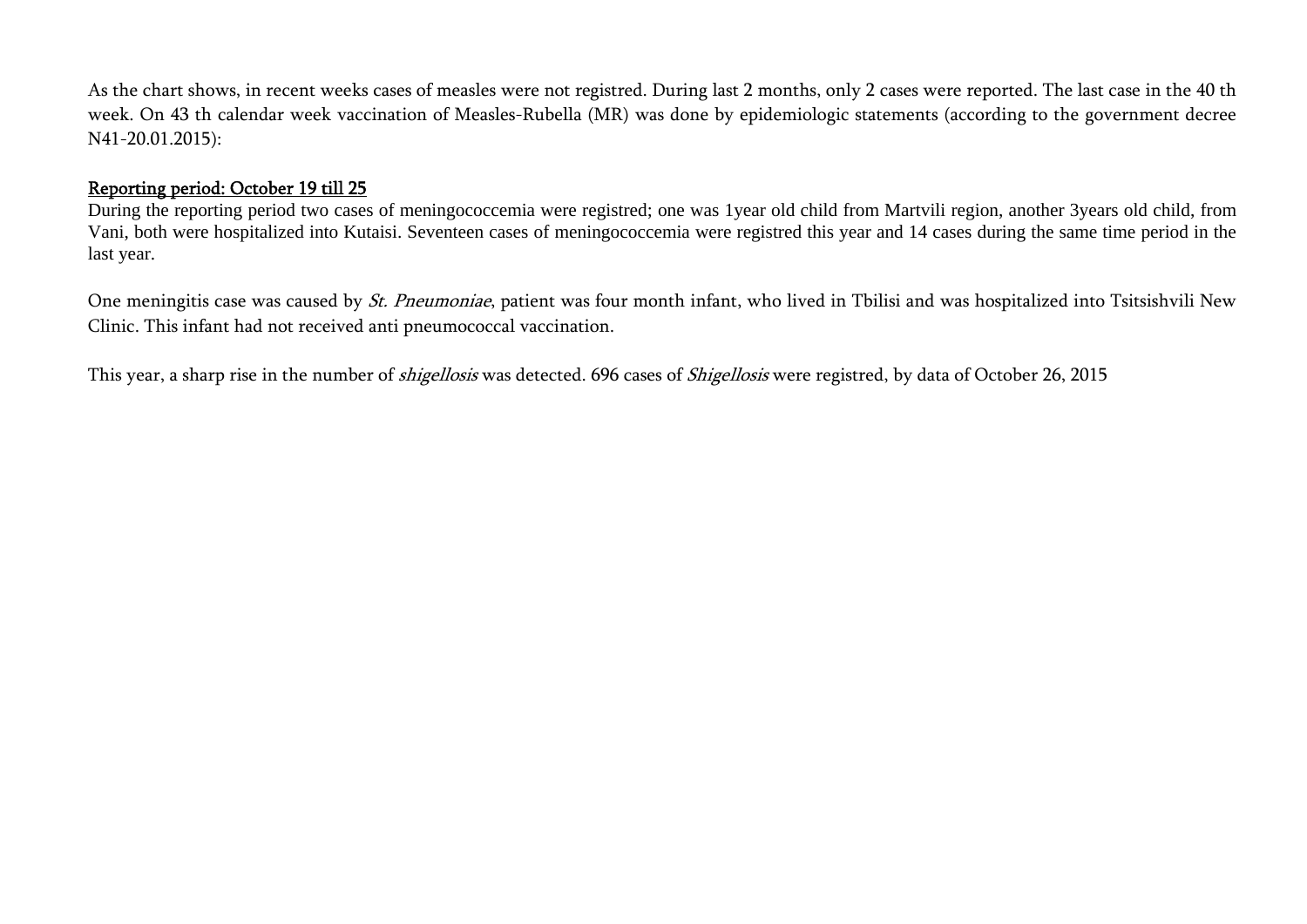As the chart shows, in recent weeks cases of measles were not registred. During last 2 months, only 2 cases were reported. The last case in the 40 th week. On 43 th calendar week vaccination of Measles-Rubella (MR) was done by epidemiologic statements (according to the government decree N41-20.01.2015):

## Reporting period: October 19 till 25

During the reporting period two cases of meningococcemia were registred; one was 1year old child from Martvili region, another 3years old child, from Vani, both were hospitalized into Kutaisi. Seventeen cases of meningococcemia were registred this year and 14 cases during the same time period in the last year.

One meningitis case was caused by *St. Pneumoniae*, patient was four month infant, who lived in Tbilisi and was hospitalized into Tsitsishvili New Clinic. This infant had not received anti pneumococcal vaccination.

This year, a sharp rise in the number of *shigellosis* was detected. 696 cases of *Shigellosis* were registred, by data of October 26, 2015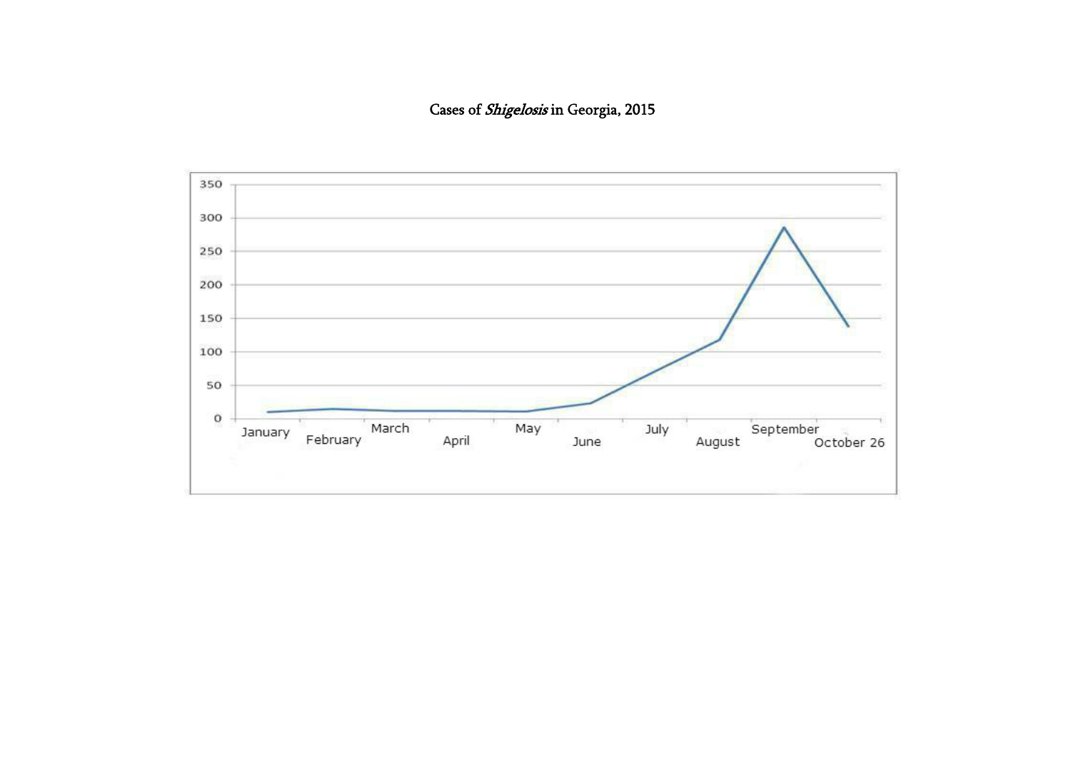Cases of *Shigelosis* in Georgia, 2015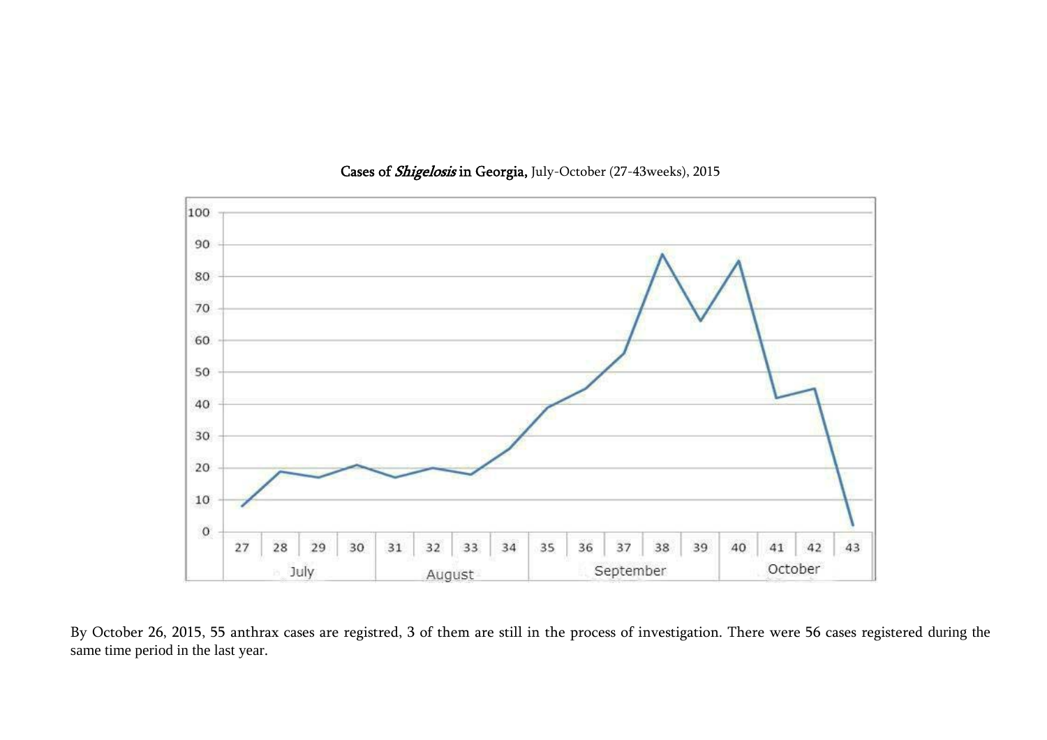**Cases of *Shigelosis* in Georgia,** July-October (27-43weeks), 2015

100
90
80
70
60
50
40
30
20
10
0

27 28 29 30 31 32 33 34 35 36 37 38 39 40 41 42 43

July August September October

By October 26, 2015, 55 anthrax cases are registred, 3 of them are still in the process of investigation. There were 56 cases registered during the same time period in the last year.